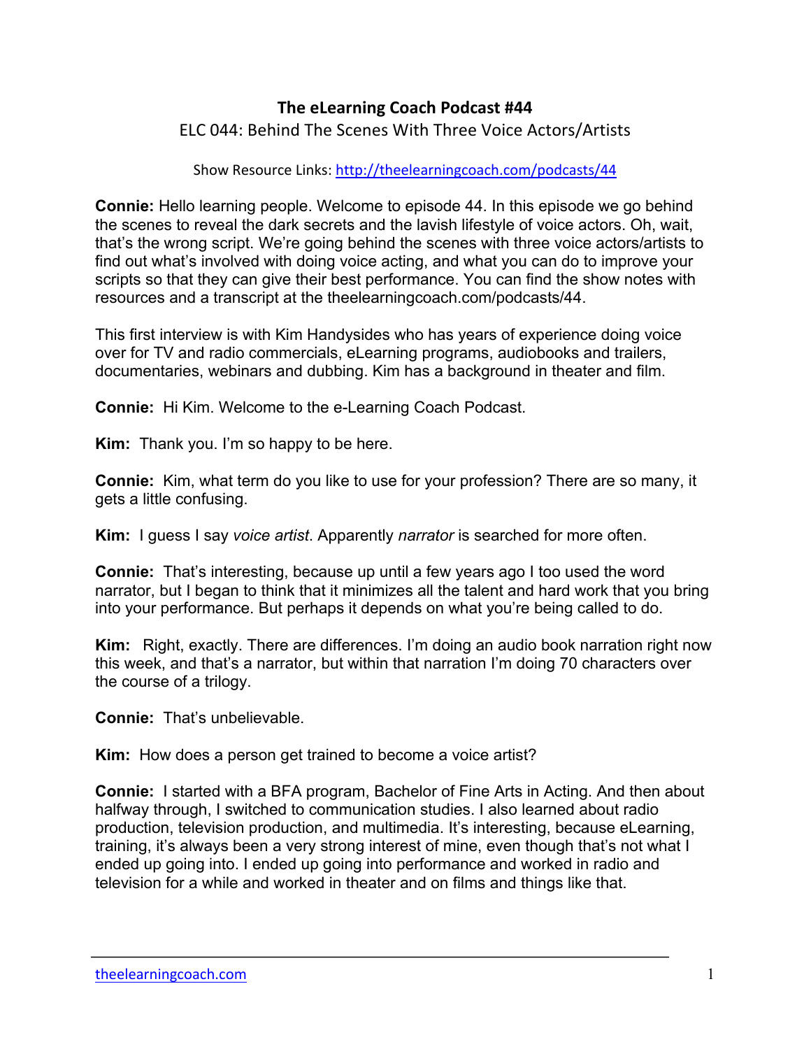# The eLearning Coach Podcast #44

ELC 044: Behind The Scenes With Three Voice Actors/Artists

Show Resource Links: [http://theelearningcoach.com/podcasts/44](http://theelearningcoach.com/podcasts/44)

**Connie:** Hello learning people. Welcome to episode 44. In this episode we go behind the scenes to reveal the dark secrets and the lavish lifestyle of voice actors. Oh, wait, that's the wrong script. We're going behind the scenes with three voice actors/artists to find out what's involved with doing voice acting, and what you can do to improve your scripts so that they can give their best performance. You can find the show notes with resources and a transcript at the theelearningcoach.com/podcasts/44.

This first interview is with Kim Handysides who has years of experience doing voice over for TV and radio commercials, eLearning programs, audiobooks and trailers, documentaries, webinars and dubbing. Kim has a background in theater and film.

**Connie:** Hi Kim. Welcome to the e-Learning Coach Podcast.

**Kim:** Thank you. I'm so happy to be here.

**Connie:** Kim, what term do you like to use for your profession? There are so many, it gets a little confusing.

**Kim:** I guess I say *voice artist*. Apparently *narrator* is searched for more often.

**Connie:** That's interesting, because up until a few years ago I too used the word narrator, but I began to think that it minimizes all the talent and hard work that you bring into your performance. But perhaps it depends on what you're being called to do.

**Kim:** Right, exactly. There are differences. I'm doing an audio book narration right now this week, and that's a narrator, but within that narration I'm doing 70 characters over the course of a trilogy.

**Connie:** That's unbelievable.

**Kim:** How does a person get trained to become a voice artist?

**Connie:** I started with a BFA program, Bachelor of Fine Arts in Acting. And then about halfway through, I switched to communication studies. I also learned about radio production, television production, and multimedia. It's interesting, because eLearning, training, it's always been a very strong interest of mine, even though that's not what I ended up going into. I ended up going into performance and worked in radio and television for a while and worked in theater and on films and things like that.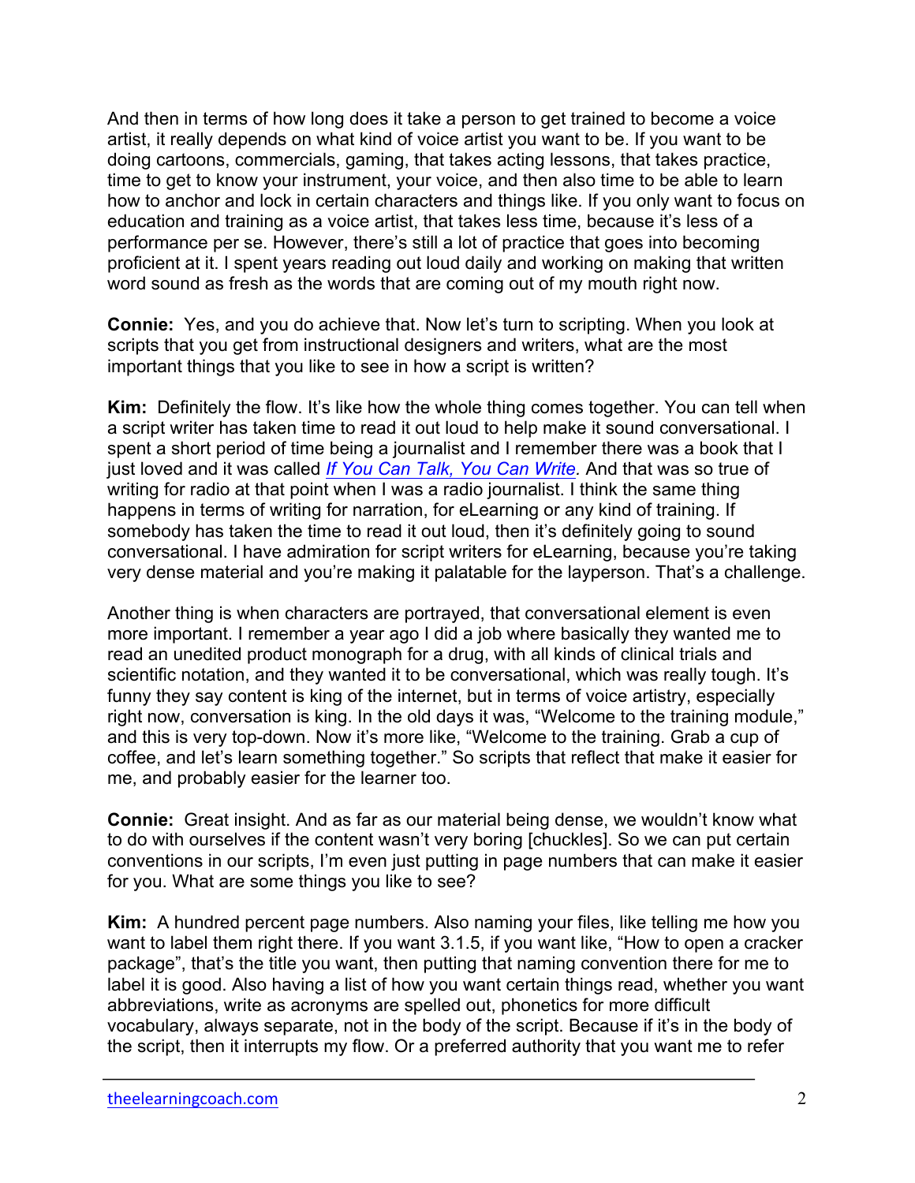And then in terms of how long does it take a person to get trained to become a voice artist, it really depends on what kind of voice artist you want to be. If you want to be doing cartoons, commercials, gaming, that takes acting lessons, that takes practice, time to get to know your instrument, your voice, and then also time to be able to learn how to anchor and lock in certain characters and things like. If you only want to focus on education and training as a voice artist, that takes less time, because it's less of a performance per se. However, there's still a lot of practice that goes into becoming proficient at it. I spent years reading out loud daily and working on making that written word sound as fresh as the words that are coming out of my mouth right now.

**Connie:** Yes, and you do achieve that. Now let's turn to scripting. When you look at scripts that you get from instructional designers and writers, what are the most important things that you like to see in how a script is written?

**Kim:** Definitely the flow. It's like how the whole thing comes together. You can tell when a script writer has taken time to read it out loud to help make it sound conversational. I spent a short period of time being a journalist and I remember there was a book that I just loved and it was called *If You Can Talk, You Can Write.* And that was so true of writing for radio at that point when I was a radio journalist. I think the same thing happens in terms of writing for narration, for eLearning or any kind of training. If somebody has taken the time to read it out loud, then it's definitely going to sound conversational. I have admiration for script writers for eLearning, because you're taking very dense material and you're making it palatable for the layperson. That's a challenge.

Another thing is when characters are portrayed, that conversational element is even more important. I remember a year ago I did a job where basically they wanted me to read an unedited product monograph for a drug, with all kinds of clinical trials and scientific notation, and they wanted it to be conversational, which was really tough. It's funny they say content is king of the internet, but in terms of voice artistry, especially right now, conversation is king. In the old days it was, "Welcome to the training module," and this is very top-down. Now it's more like, "Welcome to the training. Grab a cup of coffee, and let's learn something together." So scripts that reflect that make it easier for me, and probably easier for the learner too.

**Connie:** Great insight. And as far as our material being dense, we wouldn't know what to do with ourselves if the content wasn't very boring [chuckles]. So we can put certain conventions in our scripts, I'm even just putting in page numbers that can make it easier for you. What are some things you like to see?

**Kim:** A hundred percent page numbers. Also naming your files, like telling me how you want to label them right there. If you want 3.1.5, if you want like, "How to open a cracker package", that's the title you want, then putting that naming convention there for me to label it is good. Also having a list of how you want certain things read, whether you want abbreviations, write as acronyms are spelled out, phonetics for more difficult vocabulary, always separate, not in the body of the script. Because if it's in the body of the script, then it interrupts my flow. Or a preferred authority that you want me to refer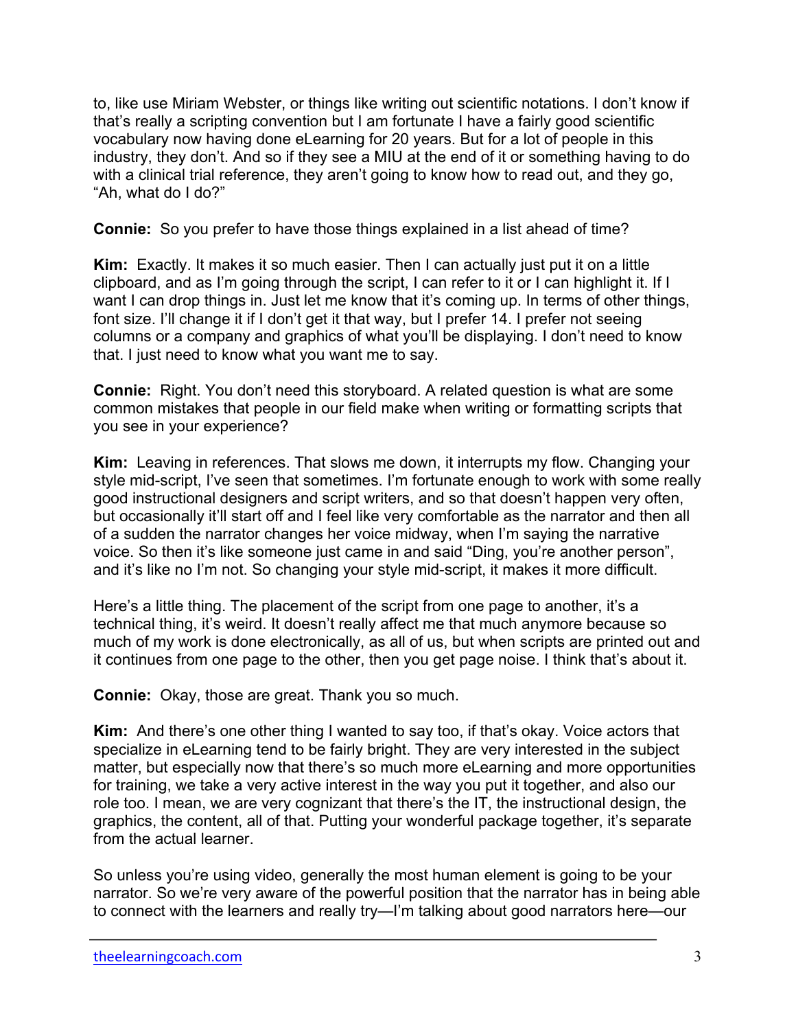to, like use Miriam Webster, or things like writing out scientific notations. I don't know if that's really a scripting convention but I am fortunate I have a fairly good scientific vocabulary now having done eLearning for 20 years. But for a lot of people in this industry, they don't. And so if they see a MIU at the end of it or something having to do with a clinical trial reference, they aren't going to know how to read out, and they go, "Ah, what do I do?"

**Connie:** So you prefer to have those things explained in a list ahead of time?

**Kim:** Exactly. It makes it so much easier. Then I can actually just put it on a little clipboard, and as I'm going through the script, I can refer to it or I can highlight it. If I want I can drop things in. Just let me know that it's coming up. In terms of other things, font size. I'll change it if I don't get it that way, but I prefer 14. I prefer not seeing columns or a company and graphics of what you'll be displaying. I don't need to know that. I just need to know what you want me to say.

**Connie:** Right. You don't need this storyboard. A related question is what are some common mistakes that people in our field make when writing or formatting scripts that you see in your experience?

**Kim:** Leaving in references. That slows me down, it interrupts my flow. Changing your style mid-script, I've seen that sometimes. I'm fortunate enough to work with some really good instructional designers and script writers, and so that doesn't happen very often, but occasionally it'll start off and I feel like very comfortable as the narrator and then all of a sudden the narrator changes her voice midway, when I'm saying the narrative voice. So then it's like someone just came in and said "Ding, you're another person", and it's like no I'm not. So changing your style mid-script, it makes it more difficult.

Here's a little thing. The placement of the script from one page to another, it's a technical thing, it's weird. It doesn't really affect me that much anymore because so much of my work is done electronically, as all of us, but when scripts are printed out and it continues from one page to the other, then you get page noise. I think that's about it.

**Connie:** Okay, those are great. Thank you so much.

**Kim:** And there's one other thing I wanted to say too, if that's okay. Voice actors that specialize in eLearning tend to be fairly bright. They are very interested in the subject matter, but especially now that there's so much more eLearning and more opportunities for training, we take a very active interest in the way you put it together, and also our role too. I mean, we are very cognizant that there's the IT, the instructional design, the graphics, the content, all of that. Putting your wonderful package together, it's separate from the actual learner.

So unless you're using video, generally the most human element is going to be your narrator. So we're very aware of the powerful position that the narrator has in being able to connect with the learners and really try—I'm talking about good narrators here—our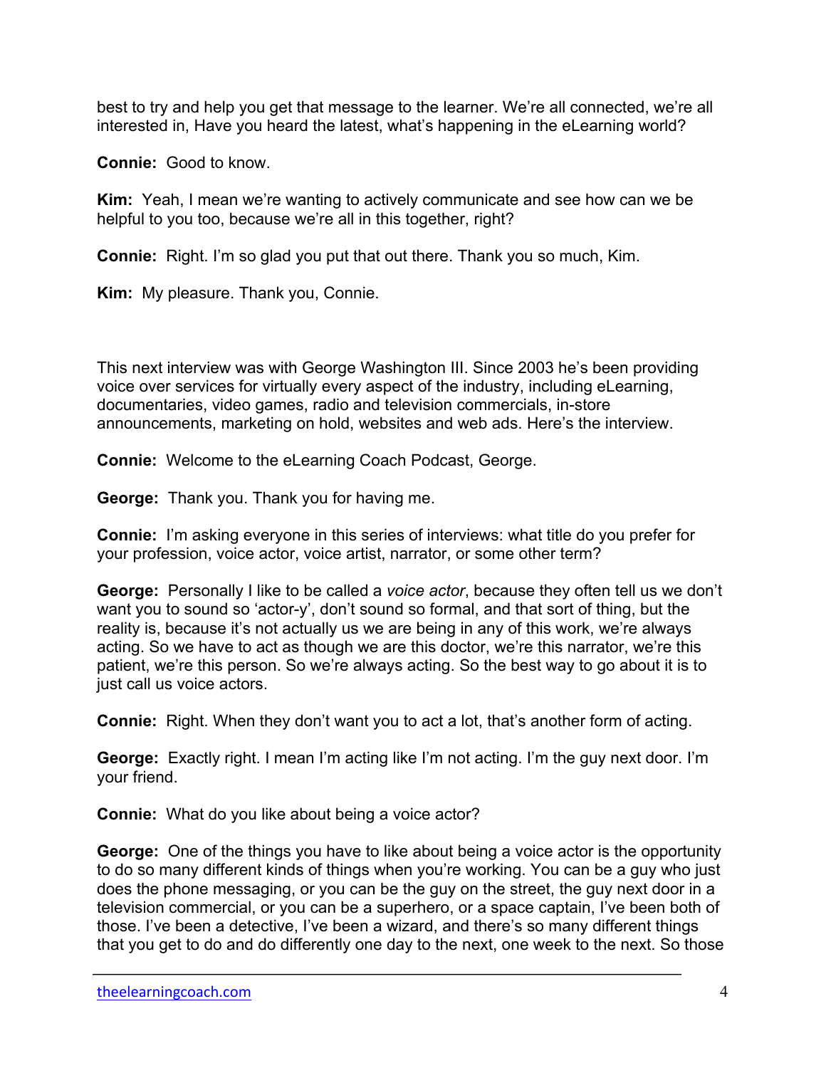best to try and help you get that message to the learner. We're all connected, we're all interested in, Have you heard the latest, what's happening in the eLearning world?

**Connie:** Good to know.

**Kim:** Yeah, I mean we're wanting to actively communicate and see how can we be helpful to you too, because we're all in this together, right?

**Connie:** Right. I'm so glad you put that out there. Thank you so much, Kim.

**Kim:** My pleasure. Thank you, Connie.

This next interview was with George Washington III. Since 2003 he's been providing voice over services for virtually every aspect of the industry, including eLearning, documentaries, video games, radio and television commercials, in-store announcements, marketing on hold, websites and web ads. Here's the interview.

**Connie:** Welcome to the eLearning Coach Podcast, George.

**George:** Thank you. Thank you for having me.

**Connie:** I'm asking everyone in this series of interviews: what title do you prefer for your profession, voice actor, voice artist, narrator, or some other term?

**George:** Personally I like to be called a *voice actor*, because they often tell us we don't want you to sound so 'actor-y', don't sound so formal, and that sort of thing, but the reality is, because it's not actually us we are being in any of this work, we're always acting. So we have to act as though we are this doctor, we're this narrator, we're this patient, we're this person. So we're always acting. So the best way to go about it is to just call us voice actors.

**Connie:** Right. When they don't want you to act a lot, that's another form of acting.

**George:** Exactly right. I mean I'm acting like I'm not acting. I'm the guy next door. I'm your friend.

**Connie:** What do you like about being a voice actor?

**George:** One of the things you have to like about being a voice actor is the opportunity to do so many different kinds of things when you're working. You can be a guy who just does the phone messaging, or you can be the guy on the street, the guy next door in a television commercial, or you can be a superhero, or a space captain, I've been both of those. I've been a detective, I've been a wizard, and there's so many different things that you get to do and do differently one day to the next, one week to the next. So those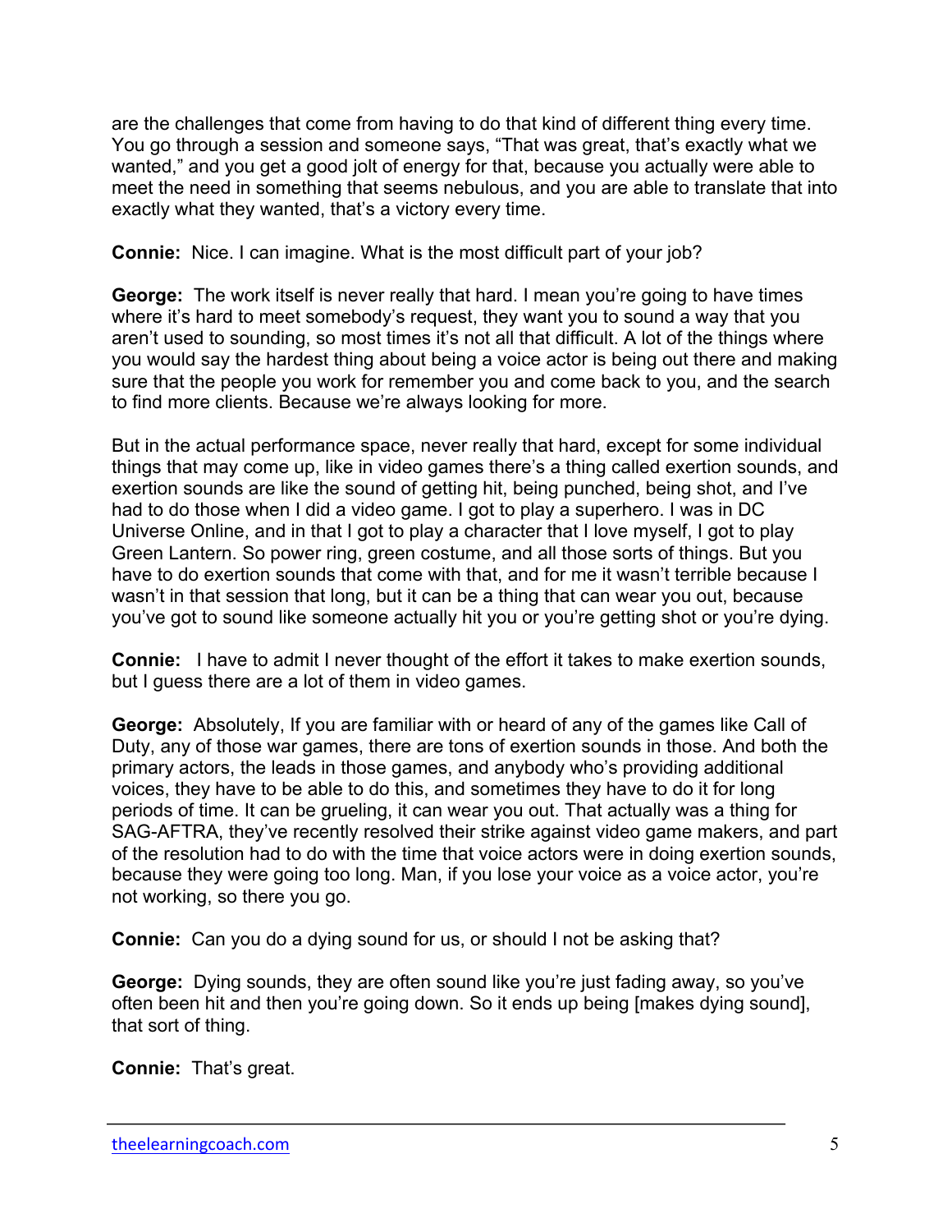are the challenges that come from having to do that kind of different thing every time. You go through a session and someone says, "That was great, that's exactly what we wanted," and you get a good jolt of energy for that, because you actually were able to meet the need in something that seems nebulous, and you are able to translate that into exactly what they wanted, that's a victory every time.

**Connie:** Nice. I can imagine. What is the most difficult part of your job?

**George:** The work itself is never really that hard. I mean you're going to have times where it's hard to meet somebody's request, they want you to sound a way that you aren't used to sounding, so most times it's not all that difficult. A lot of the things where you would say the hardest thing about being a voice actor is being out there and making sure that the people you work for remember you and come back to you, and the search to find more clients. Because we're always looking for more.

But in the actual performance space, never really that hard, except for some individual things that may come up, like in video games there's a thing called exertion sounds, and exertion sounds are like the sound of getting hit, being punched, being shot, and I've had to do those when I did a video game. I got to play a superhero. I was in DC Universe Online, and in that I got to play a character that I love myself, I got to play Green Lantern. So power ring, green costume, and all those sorts of things. But you have to do exertion sounds that come with that, and for me it wasn't terrible because I wasn't in that session that long, but it can be a thing that can wear you out, because you've got to sound like someone actually hit you or you're getting shot or you're dying.

**Connie:** I have to admit I never thought of the effort it takes to make exertion sounds, but I guess there are a lot of them in video games.

**George:** Absolutely, If you are familiar with or heard of any of the games like Call of Duty, any of those war games, there are tons of exertion sounds in those. And both the primary actors, the leads in those games, and anybody who's providing additional voices, they have to be able to do this, and sometimes they have to do it for long periods of time. It can be grueling, it can wear you out. That actually was a thing for SAG-AFTRA, they've recently resolved their strike against video game makers, and part of the resolution had to do with the time that voice actors were in doing exertion sounds, because they were going too long. Man, if you lose your voice as a voice actor, you're not working, so there you go.

**Connie:** Can you do a dying sound for us, or should I not be asking that?

**George:** Dying sounds, they are often sound like you're just fading away, so you've often been hit and then you're going down. So it ends up being [makes dying sound], that sort of thing.

**Connie:** That's great.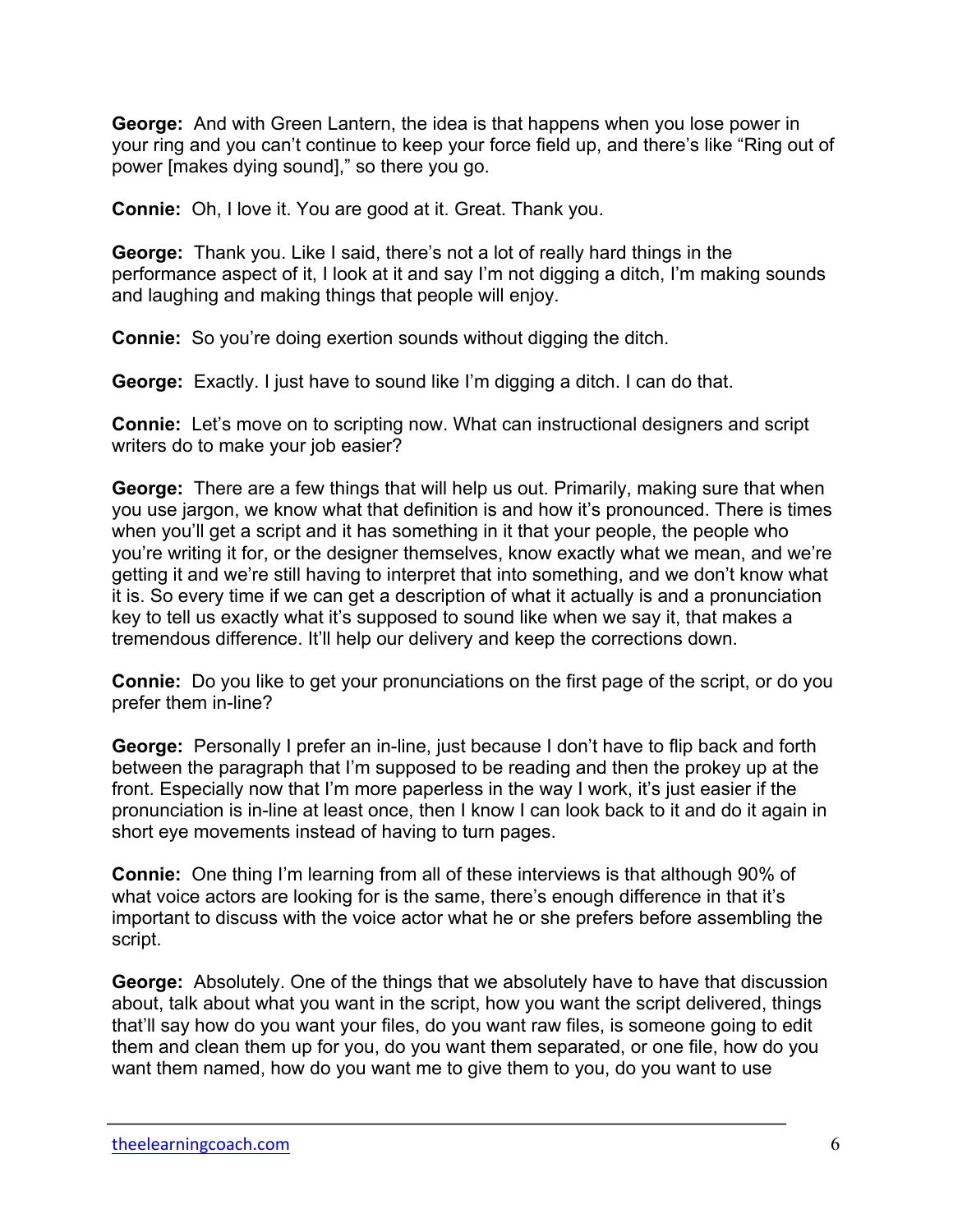**George:** And with Green Lantern, the idea is that happens when you lose power in your ring and you can't continue to keep your force field up, and there's like "Ring out of power [makes dying sound]," so there you go.

**Connie:** Oh, I love it. You are good at it. Great. Thank you.

**George:** Thank you. Like I said, there's not a lot of really hard things in the performance aspect of it, I look at it and say I'm not digging a ditch, I'm making sounds and laughing and making things that people will enjoy.

**Connie:** So you're doing exertion sounds without digging the ditch.

**George:** Exactly. I just have to sound like I'm digging a ditch. I can do that.

**Connie:** Let's move on to scripting now. What can instructional designers and script writers do to make your job easier?

**George:** There are a few things that will help us out. Primarily, making sure that when you use jargon, we know what that definition is and how it's pronounced. There is times when you'll get a script and it has something in it that your people, the people who you're writing it for, or the designer themselves, know exactly what we mean, and we're getting it and we're still having to interpret that into something, and we don't know what it is. So every time if we can get a description of what it actually is and a pronunciation key to tell us exactly what it's supposed to sound like when we say it, that makes a tremendous difference. It'll help our delivery and keep the corrections down.

**Connie:** Do you like to get your pronunciations on the first page of the script, or do you prefer them in-line?

**George:** Personally I prefer an in-line, just because I don't have to flip back and forth between the paragraph that I'm supposed to be reading and then the prokey up at the front. Especially now that I'm more paperless in the way I work, it's just easier if the pronunciation is in-line at least once, then I know I can look back to it and do it again in short eye movements instead of having to turn pages.

**Connie:** One thing I'm learning from all of these interviews is that although 90% of what voice actors are looking for is the same, there's enough difference in that it's important to discuss with the voice actor what he or she prefers before assembling the script.

**George:** Absolutely. One of the things that we absolutely have to have that discussion about, talk about what you want in the script, how you want the script delivered, things that'll say how do you want your files, do you want raw files, is someone going to edit them and clean them up for you, do you want them separated, or one file, how do you want them named, how do you want me to give them to you, do you want to use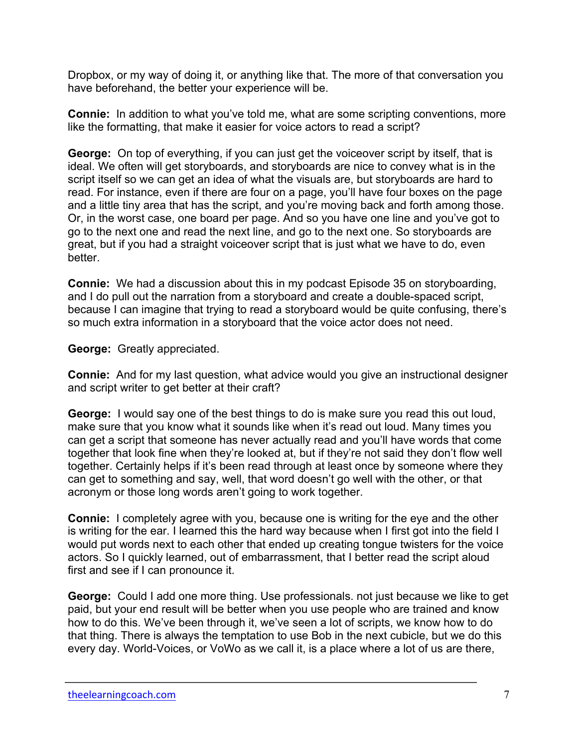Dropbox, or my way of doing it, or anything like that. The more of that conversation you have beforehand, the better your experience will be.

**Connie:** In addition to what you've told me, what are some scripting conventions, more like the formatting, that make it easier for voice actors to read a script?

**George:** On top of everything, if you can just get the voiceover script by itself, that is ideal. We often will get storyboards, and storyboards are nice to convey what is in the script itself so we can get an idea of what the visuals are, but storyboards are hard to read. For instance, even if there are four on a page, you'll have four boxes on the page and a little tiny area that has the script, and you're moving back and forth among those. Or, in the worst case, one board per page. And so you have one line and you've got to go to the next one and read the next line, and go to the next one. So storyboards are great, but if you had a straight voiceover script that is just what we have to do, even better.

**Connie:** We had a discussion about this in my podcast Episode 35 on storyboarding, and I do pull out the narration from a storyboard and create a double-spaced script, because I can imagine that trying to read a storyboard would be quite confusing, there's so much extra information in a storyboard that the voice actor does not need.

**George:** Greatly appreciated.

**Connie:** And for my last question, what advice would you give an instructional designer and script writer to get better at their craft?

**George:** I would say one of the best things to do is make sure you read this out loud, make sure that you know what it sounds like when it's read out loud. Many times you can get a script that someone has never actually read and you'll have words that come together that look fine when they're looked at, but if they're not said they don't flow well together. Certainly helps if it's been read through at least once by someone where they can get to something and say, well, that word doesn't go well with the other, or that acronym or those long words aren't going to work together.

**Connie:** I completely agree with you, because one is writing for the eye and the other is writing for the ear. I learned this the hard way because when I first got into the field I would put words next to each other that ended up creating tongue twisters for the voice actors. So I quickly learned, out of embarrassment, that I better read the script aloud first and see if I can pronounce it.

**George:** Could I add one more thing. Use professionals. not just because we like to get paid, but your end result will be better when you use people who are trained and know how to do this. We've been through it, we've seen a lot of scripts, we know how to do that thing. There is always the temptation to use Bob in the next cubicle, but we do this every day. World-Voices, or VoWo as we call it, is a place where a lot of us are there,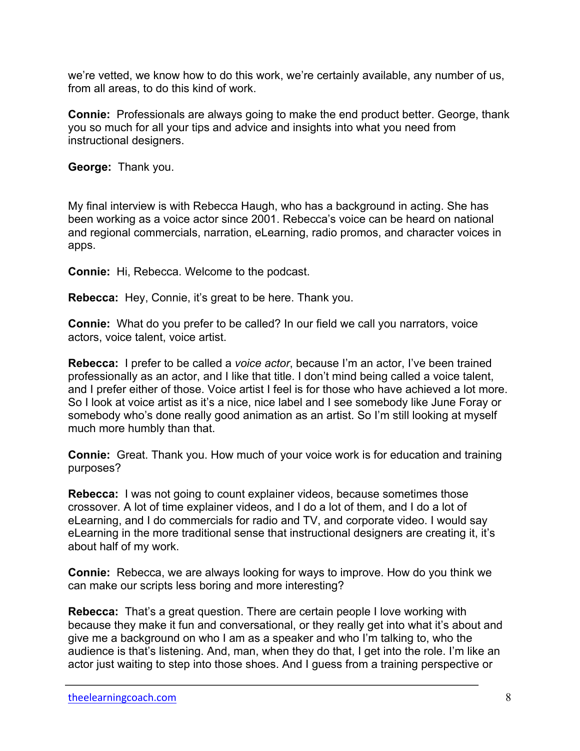we're vetted, we know how to do this work, we're certainly available, any number of us, from all areas, to do this kind of work.

**Connie:** Professionals are always going to make the end product better. George, thank you so much for all your tips and advice and insights into what you need from instructional designers.

**George:** Thank you.

My final interview is with Rebecca Haugh, who has a background in acting. She has been working as a voice actor since 2001. Rebecca's voice can be heard on national and regional commercials, narration, eLearning, radio promos, and character voices in apps.

**Connie:** Hi, Rebecca. Welcome to the podcast.

**Rebecca:** Hey, Connie, it's great to be here. Thank you.

**Connie:** What do you prefer to be called? In our field we call you narrators, voice actors, voice talent, voice artist.

**Rebecca:** I prefer to be called a *voice actor*, because I'm an actor, I've been trained professionally as an actor, and I like that title. I don't mind being called a voice talent, and I prefer either of those. Voice artist I feel is for those who have achieved a lot more. So I look at voice artist as it's a nice, nice label and I see somebody like June Foray or somebody who's done really good animation as an artist. So I'm still looking at myself much more humbly than that.

**Connie:** Great. Thank you. How much of your voice work is for education and training purposes?

**Rebecca:** I was not going to count explainer videos, because sometimes those crossover. A lot of time explainer videos, and I do a lot of them, and I do a lot of eLearning, and I do commercials for radio and TV, and corporate video. I would say eLearning in the more traditional sense that instructional designers are creating it, it's about half of my work.

**Connie:** Rebecca, we are always looking for ways to improve. How do you think we can make our scripts less boring and more interesting?

**Rebecca:** That's a great question. There are certain people I love working with because they make it fun and conversational, or they really get into what it's about and give me a background on who I am as a speaker and who I'm talking to, who the audience is that's listening. And, man, when they do that, I get into the role. I'm like an actor just waiting to step into those shoes. And I guess from a training perspective or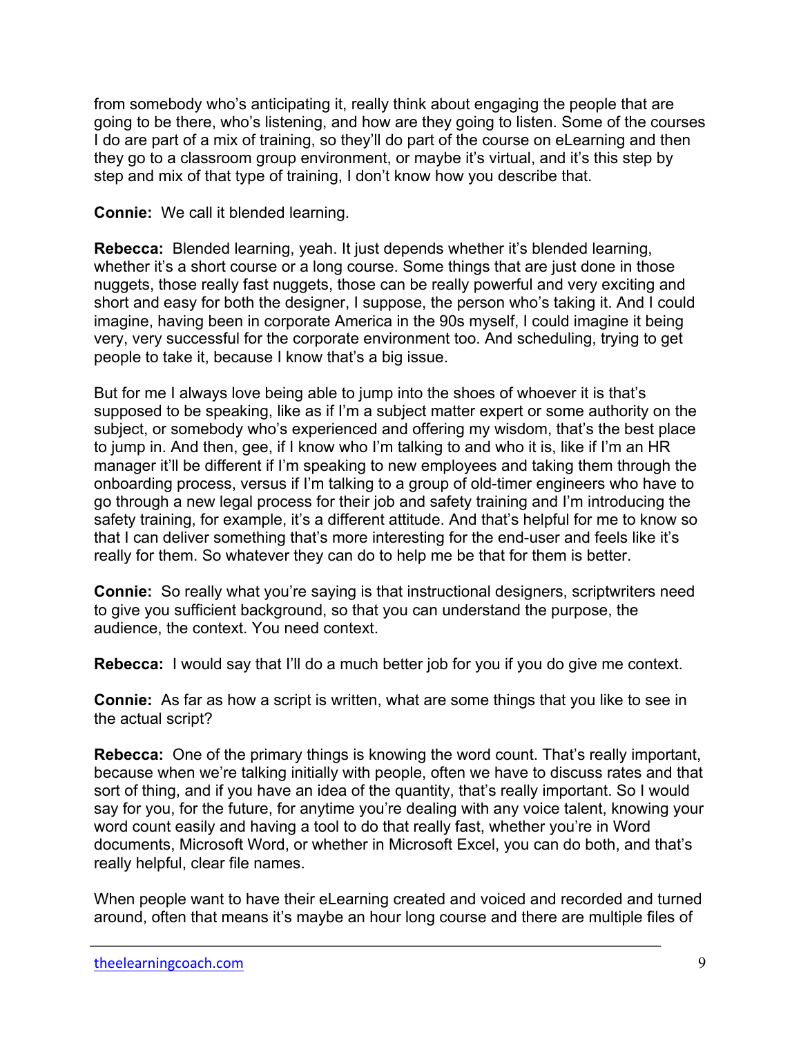from somebody who's anticipating it, really think about engaging the people that are going to be there, who's listening, and how are they going to listen. Some of the courses I do are part of a mix of training, so they'll do part of the course on eLearning and then they go to a classroom group environment, or maybe it's virtual, and it's this step by step and mix of that type of training, I don't know how you describe that.

**Connie:** We call it blended learning.

**Rebecca:** Blended learning, yeah. It just depends whether it's blended learning, whether it's a short course or a long course. Some things that are just done in those nuggets, those really fast nuggets, those can be really powerful and very exciting and short and easy for both the designer, I suppose, the person who's taking it. And I could imagine, having been in corporate America in the 90s myself, I could imagine it being very, very successful for the corporate environment too. And scheduling, trying to get people to take it, because I know that's a big issue.

But for me I always love being able to jump into the shoes of whoever it is that's supposed to be speaking, like as if I'm a subject matter expert or some authority on the subject, or somebody who's experienced and offering my wisdom, that's the best place to jump in. And then, gee, if I know who I'm talking to and who it is, like if I'm an HR manager it'll be different if I'm speaking to new employees and taking them through the onboarding process, versus if I'm talking to a group of old-timer engineers who have to go through a new legal process for their job and safety training and I'm introducing the safety training, for example, it's a different attitude. And that's helpful for me to know so that I can deliver something that's more interesting for the end-user and feels like it's really for them. So whatever they can do to help me be that for them is better.

**Connie:** So really what you're saying is that instructional designers, scriptwriters need to give you sufficient background, so that you can understand the purpose, the audience, the context. You need context.

**Rebecca:** I would say that I'll do a much better job for you if you do give me context.

**Connie:** As far as how a script is written, what are some things that you like to see in the actual script?

**Rebecca:** One of the primary things is knowing the word count. That's really important, because when we're talking initially with people, often we have to discuss rates and that sort of thing, and if you have an idea of the quantity, that's really important. So I would say for you, for the future, for anytime you're dealing with any voice talent, knowing your word count easily and having a tool to do that really fast, whether you're in Word documents, Microsoft Word, or whether in Microsoft Excel, you can do both, and that's really helpful, clear file names.

When people want to have their eLearning created and voiced and recorded and turned around, often that means it's maybe an hour long course and there are multiple files of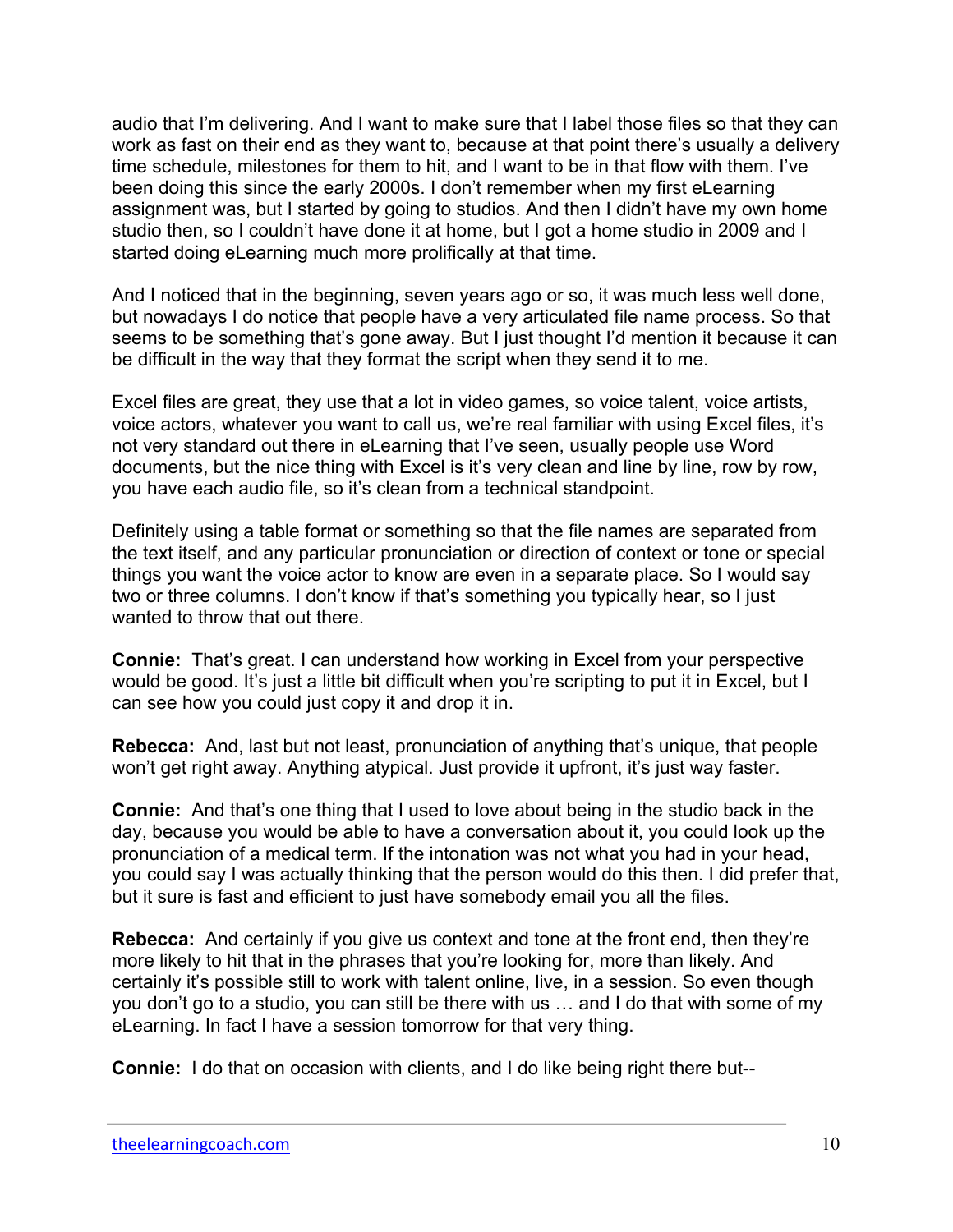audio that I'm delivering. And I want to make sure that I label those files so that they can work as fast on their end as they want to, because at that point there's usually a delivery time schedule, milestones for them to hit, and I want to be in that flow with them. I've been doing this since the early 2000s. I don't remember when my first eLearning assignment was, but I started by going to studios. And then I didn't have my own home studio then, so I couldn't have done it at home, but I got a home studio in 2009 and I started doing eLearning much more prolifically at that time.

And I noticed that in the beginning, seven years ago or so, it was much less well done, but nowadays I do notice that people have a very articulated file name process. So that seems to be something that's gone away. But I just thought I'd mention it because it can be difficult in the way that they format the script when they send it to me.

Excel files are great, they use that a lot in video games, so voice talent, voice artists, voice actors, whatever you want to call us, we're real familiar with using Excel files, it's not very standard out there in eLearning that I've seen, usually people use Word documents, but the nice thing with Excel is it's very clean and line by line, row by row, you have each audio file, so it's clean from a technical standpoint.

Definitely using a table format or something so that the file names are separated from the text itself, and any particular pronunciation or direction of context or tone or special things you want the voice actor to know are even in a separate place. So I would say two or three columns. I don't know if that's something you typically hear, so I just wanted to throw that out there.

**Connie:** That's great. I can understand how working in Excel from your perspective would be good. It's just a little bit difficult when you're scripting to put it in Excel, but I can see how you could just copy it and drop it in.

**Rebecca:** And, last but not least, pronunciation of anything that's unique, that people won't get right away. Anything atypical. Just provide it upfront, it's just way faster.

**Connie:** And that's one thing that I used to love about being in the studio back in the day, because you would be able to have a conversation about it, you could look up the pronunciation of a medical term. If the intonation was not what you had in your head, you could say I was actually thinking that the person would do this then. I did prefer that, but it sure is fast and efficient to just have somebody email you all the files.

**Rebecca:** And certainly if you give us context and tone at the front end, then they're more likely to hit that in the phrases that you're looking for, more than likely. And certainly it's possible still to work with talent online, live, in a session. So even though you don't go to a studio, you can still be there with us … and I do that with some of my eLearning. In fact I have a session tomorrow for that very thing.

**Connie:** I do that on occasion with clients, and I do like being right there but--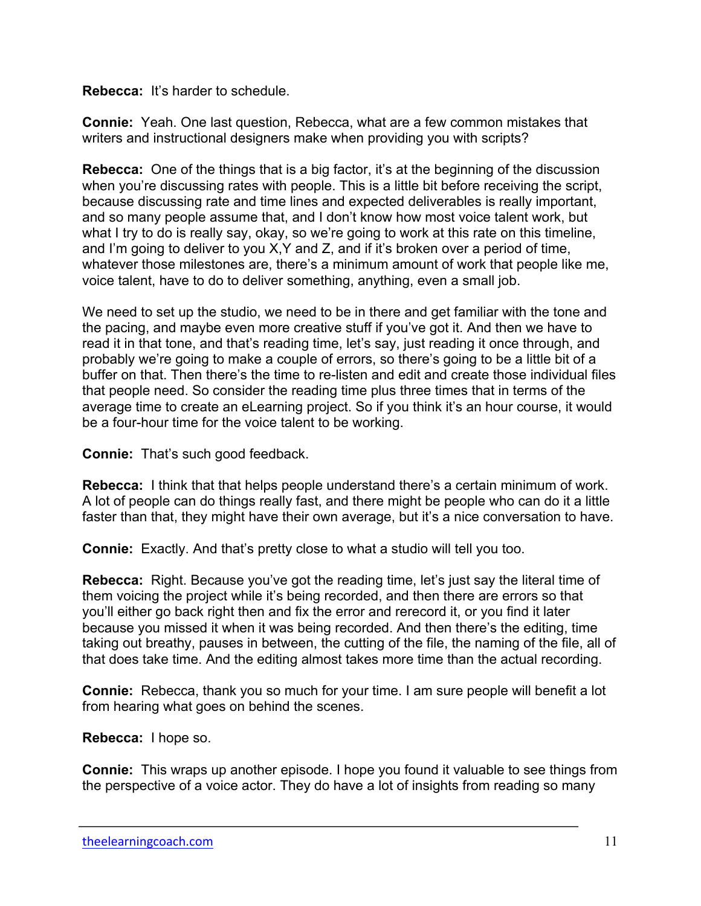**Rebecca:** It's harder to schedule.

**Connie:** Yeah. One last question, Rebecca, what are a few common mistakes that writers and instructional designers make when providing you with scripts?

**Rebecca:** One of the things that is a big factor, it's at the beginning of the discussion when you're discussing rates with people. This is a little bit before receiving the script, because discussing rate and time lines and expected deliverables is really important, and so many people assume that, and I don't know how most voice talent work, but what I try to do is really say, okay, so we're going to work at this rate on this timeline, and I'm going to deliver to you X,Y and Z, and if it's broken over a period of time, whatever those milestones are, there's a minimum amount of work that people like me, voice talent, have to do to deliver something, anything, even a small job.

We need to set up the studio, we need to be in there and get familiar with the tone and the pacing, and maybe even more creative stuff if you've got it. And then we have to read it in that tone, and that's reading time, let's say, just reading it once through, and probably we're going to make a couple of errors, so there's going to be a little bit of a buffer on that. Then there's the time to re-listen and edit and create those individual files that people need. So consider the reading time plus three times that in terms of the average time to create an eLearning project. So if you think it's an hour course, it would be a four-hour time for the voice talent to be working.

**Connie:** That's such good feedback.

**Rebecca:** I think that that helps people understand there's a certain minimum of work. A lot of people can do things really fast, and there might be people who can do it a little faster than that, they might have their own average, but it's a nice conversation to have.

**Connie:** Exactly. And that's pretty close to what a studio will tell you too.

**Rebecca:** Right. Because you've got the reading time, let's just say the literal time of them voicing the project while it's being recorded, and then there are errors so that you'll either go back right then and fix the error and rerecord it, or you find it later because you missed it when it was being recorded. And then there's the editing, time taking out breathy, pauses in between, the cutting of the file, the naming of the file, all of that does take time. And the editing almost takes more time than the actual recording.

**Connie:** Rebecca, thank you so much for your time. I am sure people will benefit a lot from hearing what goes on behind the scenes.

**Rebecca:** I hope so.

**Connie:** This wraps up another episode. I hope you found it valuable to see things from the perspective of a voice actor. They do have a lot of insights from reading so many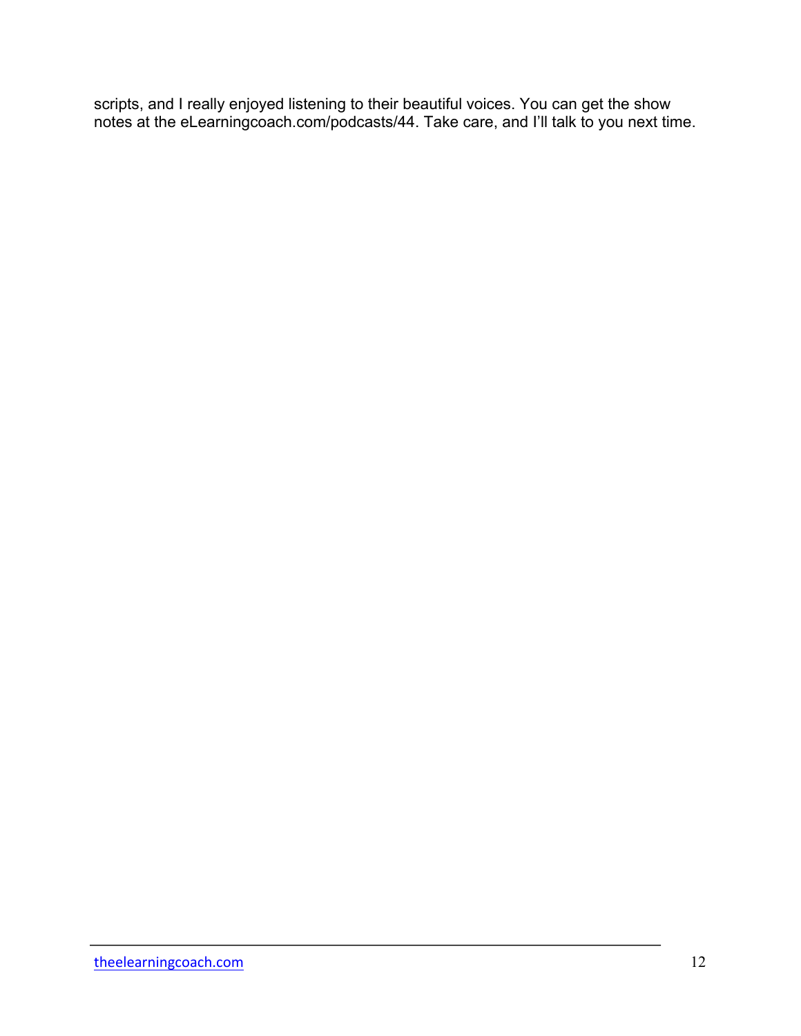scripts, and I really enjoyed listening to their beautiful voices. You can get the show notes at the eLearningcoach.com/podcasts/44. Take care, and I'll talk to you next time.